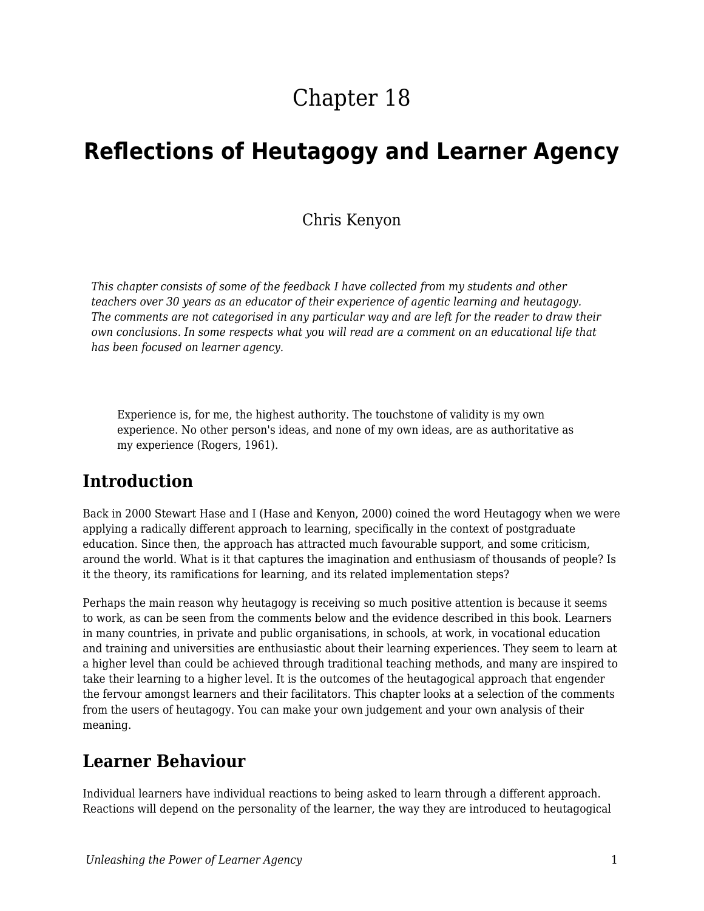# Chapter 18

# Reflections of Heutagogy and Learner Agency

Chris Kenyon

*This chapter consists of some of the feedback I have collected from my students and other teachers over 30 years as an educator of their experience of agentic learning and heutagogy. The comments are not categorised in any particular way and are left for the reader to draw their own conclusions. In some respects what you will read are a comment on an educational life that has been focused on learner agency.*

> Experience is, for me, the highest authority. The touchstone of validity is my own experience. No other person's ideas, and none of my own ideas, are as authoritative as my experience (Rogers, 1961).

## Introduction

Back in 2000 Stewart Hase and I (Hase and Kenyon, 2000) coined the word Heutagogy when we were applying a radically different approach to learning, specifically in the context of postgraduate education. Since then, the approach has attracted much favourable support, and some criticism, around the world. What is it that captures the imagination and enthusiasm of thousands of people? Is it the theory, its ramifications for learning, and its related implementation steps?

Perhaps the main reason why heutagogy is receiving so much positive attention is because it seems to work, as can be seen from the comments below and the evidence described in this book. Learners in many countries, in private and public organisations, in schools, at work, in vocational education and training and universities are enthusiastic about their learning experiences. They seem to learn at a higher level than could be achieved through traditional teaching methods, and many are inspired to take their learning to a higher level. It is the outcomes of the heutagogical approach that engender the fervour amongst learners and their facilitators. This chapter looks at a selection of the comments from the users of heutagogy. You can make your own judgement and your own analysis of their meaning.

## Learner Behaviour

Individual learners have individual reactions to being asked to learn through a different approach. Reactions will depend on the personality of the learner, the way they are introduced to heutagogical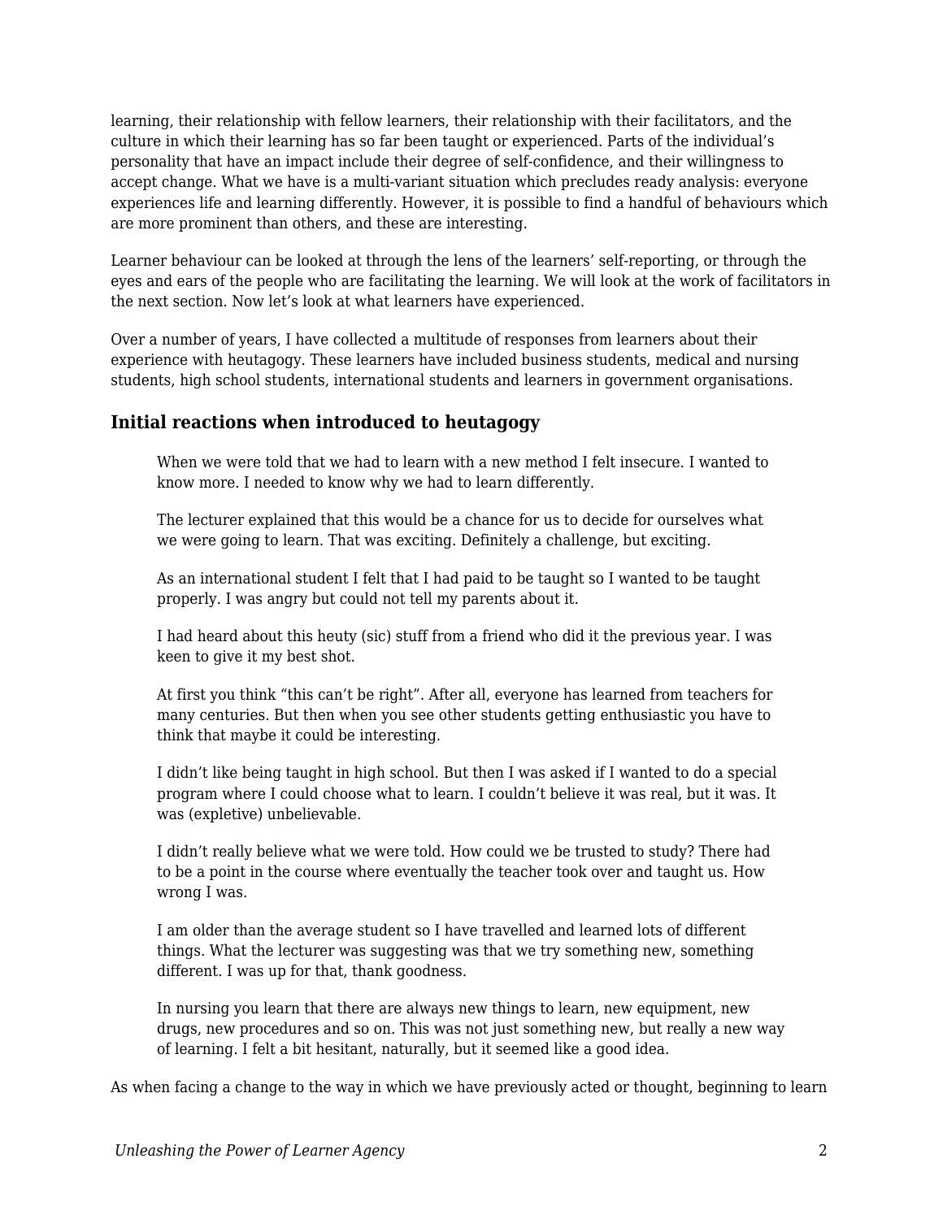learning, their relationship with fellow learners, their relationship with their facilitators, and the culture in which their learning has so far been taught or experienced. Parts of the individual's personality that have an impact include their degree of self-confidence, and their willingness to accept change. What we have is a multi-variant situation which precludes ready analysis: everyone experiences life and learning differently. However, it is possible to find a handful of behaviours which are more prominent than others, and these are interesting.

Learner behaviour can be looked at through the lens of the learners' self-reporting, or through the eyes and ears of the people who are facilitating the learning. We will look at the work of facilitators in the next section. Now let's look at what learners have experienced.

Over a number of years, I have collected a multitude of responses from learners about their experience with heutagogy. These learners have included business students, medical and nursing students, high school students, international students and learners in government organisations.

### Initial reactions when introduced to heutagogy

> When we were told that we had to learn with a new method I felt insecure. I wanted to know more. I needed to know why we had to learn differently.
>
> The lecturer explained that this would be a chance for us to decide for ourselves what we were going to learn. That was exciting. Definitely a challenge, but exciting.
>
> As an international student I felt that I had paid to be taught so I wanted to be taught properly. I was angry but could not tell my parents about it.
>
> I had heard about this heuty (sic) stuff from a friend who did it the previous year. I was keen to give it my best shot.
>
> At first you think "this can't be right". After all, everyone has learned from teachers for many centuries. But then when you see other students getting enthusiastic you have to think that maybe it could be interesting.
>
> I didn't like being taught in high school. But then I was asked if I wanted to do a special program where I could choose what to learn. I couldn't believe it was real, but it was. It was (expletive) unbelievable.
>
> I didn't really believe what we were told. How could we be trusted to study? There had to be a point in the course where eventually the teacher took over and taught us. How wrong I was.
>
> I am older than the average student so I have travelled and learned lots of different things. What the lecturer was suggesting was that we try something new, something different. I was up for that, thank goodness.
>
> In nursing you learn that there are always new things to learn, new equipment, new drugs, new procedures and so on. This was not just something new, but really a new way of learning. I felt a bit hesitant, naturally, but it seemed like a good idea.

As when facing a change to the way in which we have previously acted or thought, beginning to learn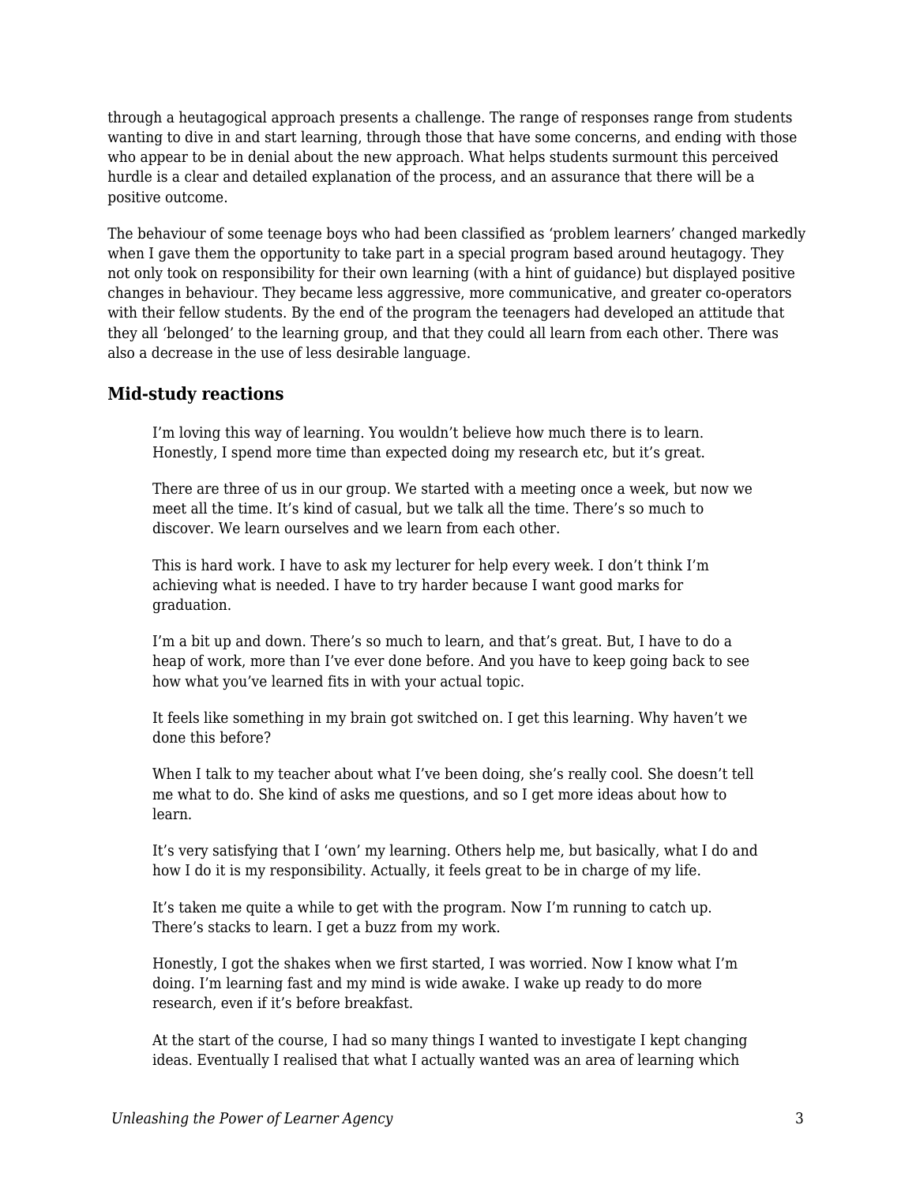through a heutagogical approach presents a challenge. The range of responses range from students wanting to dive in and start learning, through those that have some concerns, and ending with those who appear to be in denial about the new approach. What helps students surmount this perceived hurdle is a clear and detailed explanation of the process, and an assurance that there will be a positive outcome.

The behaviour of some teenage boys who had been classified as 'problem learners' changed markedly when I gave them the opportunity to take part in a special program based around heutagogy. They not only took on responsibility for their own learning (with a hint of guidance) but displayed positive changes in behaviour. They became less aggressive, more communicative, and greater co-operators with their fellow students. By the end of the program the teenagers had developed an attitude that they all 'belonged' to the learning group, and that they could all learn from each other. There was also a decrease in the use of less desirable language.

### Mid-study reactions

> I'm loving this way of learning. You wouldn't believe how much there is to learn. Honestly, I spend more time than expected doing my research etc, but it's great.
>
> There are three of us in our group. We started with a meeting once a week, but now we meet all the time. It's kind of casual, but we talk all the time. There's so much to discover. We learn ourselves and we learn from each other.
>
> This is hard work. I have to ask my lecturer for help every week. I don't think I'm achieving what is needed. I have to try harder because I want good marks for graduation.
>
> I'm a bit up and down. There's so much to learn, and that's great. But, I have to do a heap of work, more than I've ever done before. And you have to keep going back to see how what you've learned fits in with your actual topic.
>
> It feels like something in my brain got switched on. I get this learning. Why haven't we done this before?
>
> When I talk to my teacher about what I've been doing, she's really cool. She doesn't tell me what to do. She kind of asks me questions, and so I get more ideas about how to learn.
>
> It's very satisfying that I 'own' my learning. Others help me, but basically, what I do and how I do it is my responsibility. Actually, it feels great to be in charge of my life.
>
> It's taken me quite a while to get with the program. Now I'm running to catch up. There's stacks to learn. I get a buzz from my work.
>
> Honestly, I got the shakes when we first started, I was worried. Now I know what I'm doing. I'm learning fast and my mind is wide awake. I wake up ready to do more research, even if it's before breakfast.
>
> At the start of the course, I had so many things I wanted to investigate I kept changing ideas. Eventually I realised that what I actually wanted was an area of learning which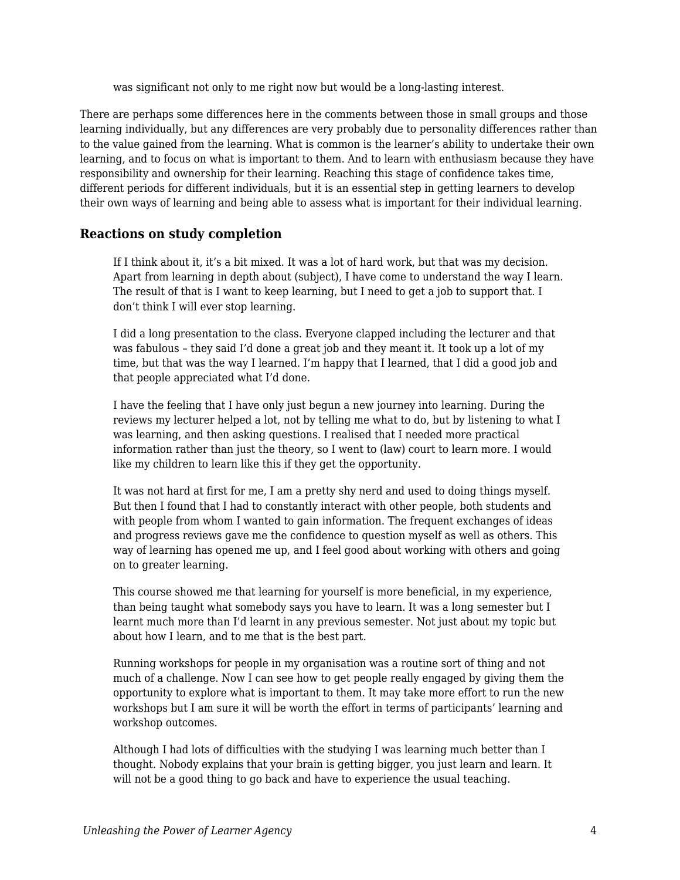> was significant not only to me right now but would be a long-lasting interest.

There are perhaps some differences here in the comments between those in small groups and those learning individually, but any differences are very probably due to personality differences rather than to the value gained from the learning. What is common is the learner's ability to undertake their own learning, and to focus on what is important to them. And to learn with enthusiasm because they have responsibility and ownership for their learning. Reaching this stage of confidence takes time, different periods for different individuals, but it is an essential step in getting learners to develop their own ways of learning and being able to assess what is important for their individual learning.

### Reactions on study completion

> If I think about it, it's a bit mixed. It was a lot of hard work, but that was my decision. Apart from learning in depth about (subject), I have come to understand the way I learn. The result of that is I want to keep learning, but I need to get a job to support that. I don't think I will ever stop learning.
>
> I did a long presentation to the class. Everyone clapped including the lecturer and that was fabulous – they said I'd done a great job and they meant it. It took up a lot of my time, but that was the way I learned. I'm happy that I learned, that I did a good job and that people appreciated what I'd done.
>
> I have the feeling that I have only just begun a new journey into learning. During the reviews my lecturer helped a lot, not by telling me what to do, but by listening to what I was learning, and then asking questions. I realised that I needed more practical information rather than just the theory, so I went to (law) court to learn more. I would like my children to learn like this if they get the opportunity.
>
> It was not hard at first for me, I am a pretty shy nerd and used to doing things myself. But then I found that I had to constantly interact with other people, both students and with people from whom I wanted to gain information. The frequent exchanges of ideas and progress reviews gave me the confidence to question myself as well as others. This way of learning has opened me up, and I feel good about working with others and going on to greater learning.
>
> This course showed me that learning for yourself is more beneficial, in my experience, than being taught what somebody says you have to learn. It was a long semester but I learnt much more than I'd learnt in any previous semester. Not just about my topic but about how I learn, and to me that is the best part.
>
> Running workshops for people in my organisation was a routine sort of thing and not much of a challenge. Now I can see how to get people really engaged by giving them the opportunity to explore what is important to them. It may take more effort to run the new workshops but I am sure it will be worth the effort in terms of participants' learning and workshop outcomes.
>
> Although I had lots of difficulties with the studying I was learning much better than I thought. Nobody explains that your brain is getting bigger, you just learn and learn. It will not be a good thing to go back and have to experience the usual teaching.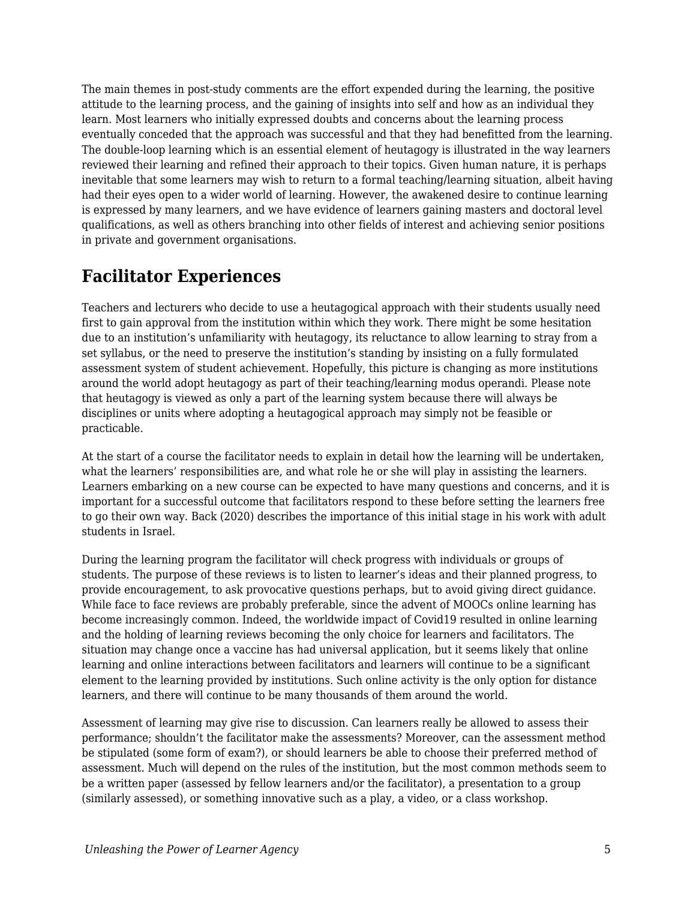The main themes in post-study comments are the effort expended during the learning, the positive attitude to the learning process, and the gaining of insights into self and how as an individual they learn. Most learners who initially expressed doubts and concerns about the learning process eventually conceded that the approach was successful and that they had benefitted from the learning. The double-loop learning which is an essential element of heutagogy is illustrated in the way learners reviewed their learning and refined their approach to their topics. Given human nature, it is perhaps inevitable that some learners may wish to return to a formal teaching/learning situation, albeit having had their eyes open to a wider world of learning. However, the awakened desire to continue learning is expressed by many learners, and we have evidence of learners gaining masters and doctoral level qualifications, as well as others branching into other fields of interest and achieving senior positions in private and government organisations.

## Facilitator Experiences

Teachers and lecturers who decide to use a heutagogical approach with their students usually need first to gain approval from the institution within which they work. There might be some hesitation due to an institution's unfamiliarity with heutagogy, its reluctance to allow learning to stray from a set syllabus, or the need to preserve the institution's standing by insisting on a fully formulated assessment system of student achievement. Hopefully, this picture is changing as more institutions around the world adopt heutagogy as part of their teaching/learning modus operandi. Please note that heutagogy is viewed as only a part of the learning system because there will always be disciplines or units where adopting a heutagogical approach may simply not be feasible or practicable.

At the start of a course the facilitator needs to explain in detail how the learning will be undertaken, what the learners' responsibilities are, and what role he or she will play in assisting the learners. Learners embarking on a new course can be expected to have many questions and concerns, and it is important for a successful outcome that facilitators respond to these before setting the learners free to go their own way. Back (2020) describes the importance of this initial stage in his work with adult students in Israel.

During the learning program the facilitator will check progress with individuals or groups of students. The purpose of these reviews is to listen to learner's ideas and their planned progress, to provide encouragement, to ask provocative questions perhaps, but to avoid giving direct guidance. While face to face reviews are probably preferable, since the advent of MOOCs online learning has become increasingly common. Indeed, the worldwide impact of Covid19 resulted in online learning and the holding of learning reviews becoming the only choice for learners and facilitators. The situation may change once a vaccine has had universal application, but it seems likely that online learning and online interactions between facilitators and learners will continue to be a significant element to the learning provided by institutions. Such online activity is the only option for distance learners, and there will continue to be many thousands of them around the world.

Assessment of learning may give rise to discussion. Can learners really be allowed to assess their performance; shouldn't the facilitator make the assessments? Moreover, can the assessment method be stipulated (some form of exam?), or should learners be able to choose their preferred method of assessment. Much will depend on the rules of the institution, but the most common methods seem to be a written paper (assessed by fellow learners and/or the facilitator), a presentation to a group (similarly assessed), or something innovative such as a play, a video, or a class workshop.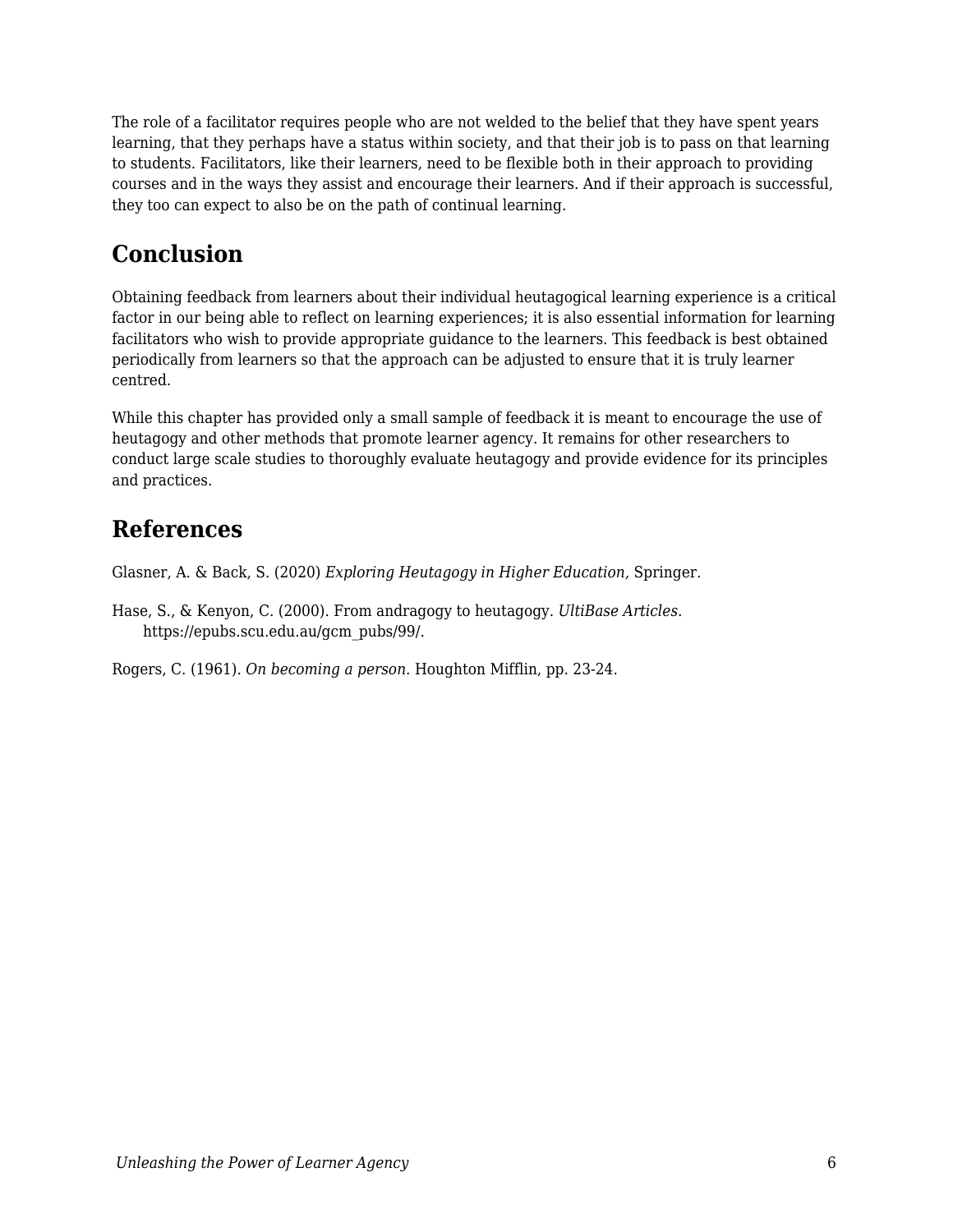The role of a facilitator requires people who are not welded to the belief that they have spent years learning, that they perhaps have a status within society, and that their job is to pass on that learning to students. Facilitators, like their learners, need to be flexible both in their approach to providing courses and in the ways they assist and encourage their learners. And if their approach is successful, they too can expect to also be on the path of continual learning.

## Conclusion

Obtaining feedback from learners about their individual heutagogical learning experience is a critical factor in our being able to reflect on learning experiences; it is also essential information for learning facilitators who wish to provide appropriate guidance to the learners. This feedback is best obtained periodically from learners so that the approach can be adjusted to ensure that it is truly learner centred.

While this chapter has provided only a small sample of feedback it is meant to encourage the use of heutagogy and other methods that promote learner agency. It remains for other researchers to conduct large scale studies to thoroughly evaluate heutagogy and provide evidence for its principles and practices.

## References

Glasner, A. & Back, S. (2020) *Exploring Heutagogy in Higher Education,* Springer.

Hase, S., & Kenyon, C. (2000). From andragogy to heutagogy. *UltiBase Articles*. https://epubs.scu.edu.au/gcm_pubs/99/.

Rogers, C. (1961). *On becoming a person*. Houghton Mifflin, pp. 23-24.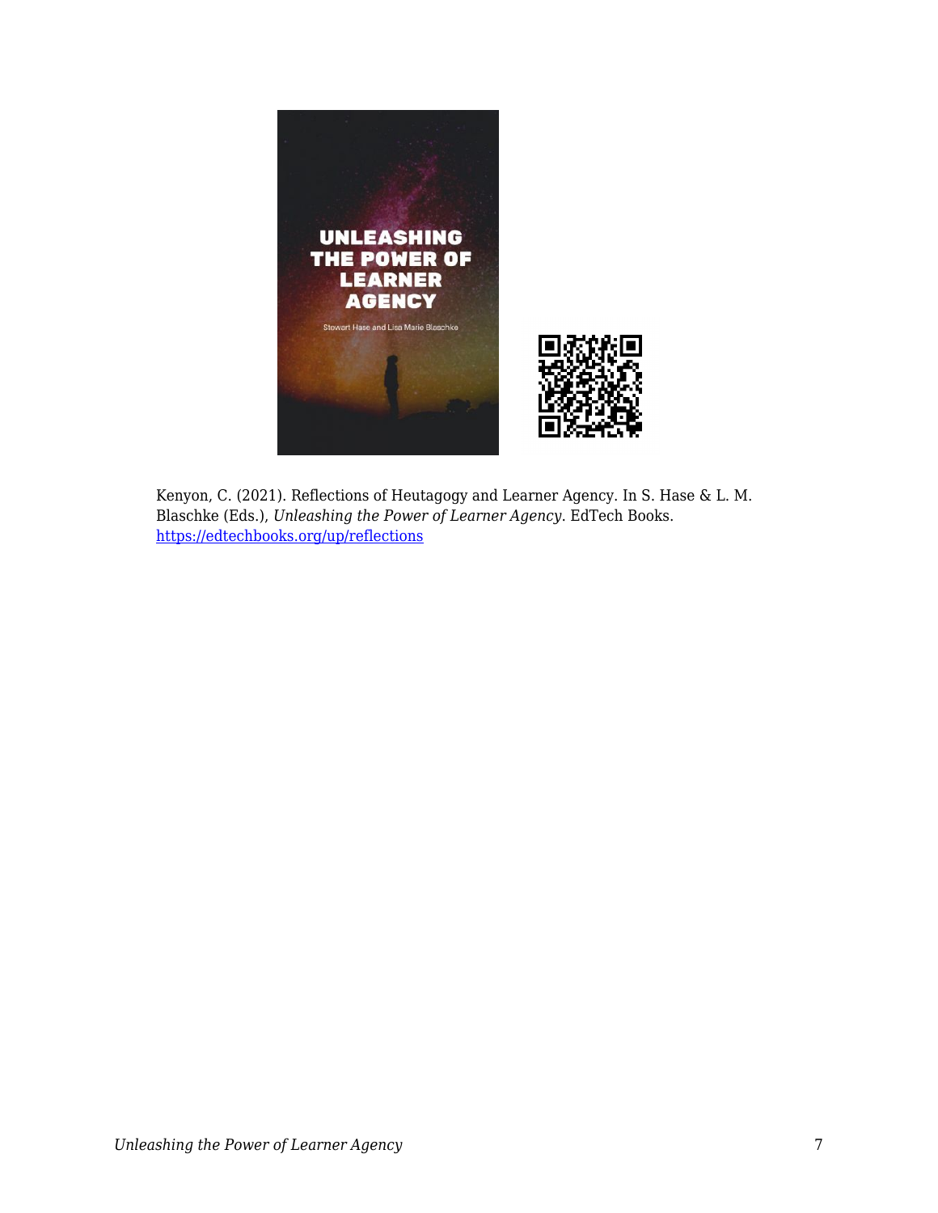Kenyon, C. (2021). Reflections of Heutagogy and Learner Agency. In S. Hase & L. M. Blaschke (Eds.), *Unleashing the Power of Learner Agency*. EdTech Books. [https://edtechbooks.org/up/reflections](https://edtechbooks.org/up/reflections)